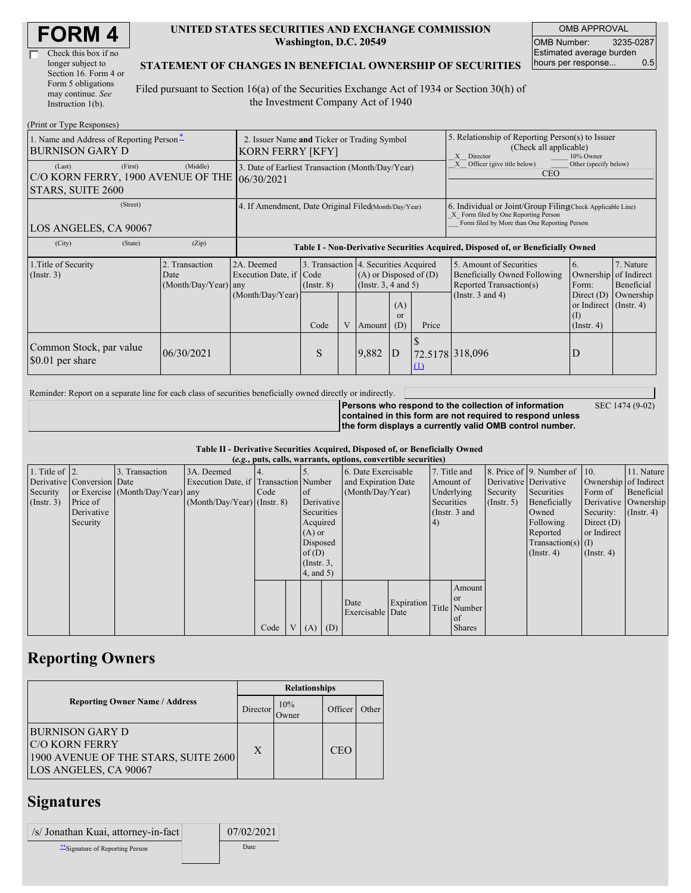# FORM 4

☐ Check this box if no longer subject to Section 16. Form 4 or Form 5 obligations may continue. *See* Instruction 1(b).

**UNITED STATES SECURITIES AND EXCHANGE COMMISSION**
**Washington, D.C. 20549**

**STATEMENT OF CHANGES IN BENEFICIAL OWNERSHIP OF SECURITIES**

Filed pursuant to Section 16(a) of the Securities Exchange Act of 1934 or Section 30(h) of the Investment Company Act of 1940

| OMB APPROVAL | |
|---|---|
| OMB Number: | 3235-0287 |
| Estimated average burden hours per response... | 0.5 |

(Print or Type Responses)

| 1. Name and Address of Reporting Person * | 2. Issuer Name and Ticker or Trading Symbol | 5. Relationship of Reporting Person(s) to Issuer (Check all applicable) |
|---|---|---|
| BURNISON GARY D | KORN FERRY [KFY] | X Director ___ 10% Owner |
| (Last) (First) (Middle) C/O KORN FERRY, 1900 AVENUE OF THE STARS, SUITE 2600 | 3. Date of Earliest Transaction (Month/Day/Year) 06/30/2021 | X Officer (give title below) ___ Other (specify below) CEO |
| (Street) LOS ANGELES, CA 90067 | 4. If Amendment, Date Original Filed (Month/Day/Year) | 6. Individual or Joint/Group Filing (Check Applicable Line) X Form filed by One Reporting Person ___ Form filed by More than One Reporting Person |
| (City) (State) (Zip) | | |

**Table I - Non-Derivative Securities Acquired, Disposed of, or Beneficially Owned**

| 1.Title of Security (Instr. 3) | 2. Transaction Date (Month/Day/Year) | 2A. Deemed Execution Date, if any (Month/Day/Year) | 3. Transaction Code (Instr. 8) | | 4. Securities Acquired (A) or Disposed of (D) (Instr. 3, 4 and 5) | | | 5. Amount of Securities Beneficially Owned Following Reported Transaction(s) (Instr. 3 and 4) | 6. Ownership Form: Direct (D) or Indirect (I) (Instr. 4) | 7. Nature of Indirect Beneficial Ownership (Instr. 4) |
|---|---|---|---|---|---|---|---|---|---|---|
| | | | Code | V | Amount | (A) or (D) | Price | | | |
| Common Stock, par value $0.01 per share | 06/30/2021 | | S | | 9,882 | D | $ 72.5178 (1) | 318,096 | D | |

Reminder: Report on a separate line for each class of securities beneficially owned directly or indirectly.

**Persons who respond to the collection of information contained in this form are not required to respond unless the form displays a currently valid OMB control number.** SEC 1474 (9-02)

**Table II - Derivative Securities Acquired, Disposed of, or Beneficially Owned**
**(*e.g.*, puts, calls, warrants, options, convertible securities)**

| 1. Title of Derivative Security (Instr. 3) | 2. Conversion or Exercise Price of Derivative Security | 3. Transaction Date (Month/Day/Year) | 3A. Deemed Execution Date, if any (Month/Day/Year) | 4. Transaction Code (Instr. 8) | | 5. Number of Derivative Securities Acquired (A) or Disposed of (D) (Instr. 3, 4, and 5) | | 6. Date Exercisable and Expiration Date (Month/Day/Year) | | 7. Title and Amount of Underlying Securities (Instr. 3 and 4) | | 8. Price of Derivative Security (Instr. 5) | 9. Number of Derivative Securities Beneficially Owned Following Reported Transaction(s) (Instr. 4) | 10. Ownership Form of Derivative Security: Direct (D) or Indirect (I) (Instr. 4) | 11. Nature of Indirect Beneficial Ownership (Instr. 4) |
|---|---|---|---|---|---|---|---|---|---|---|---|---|---|---|---|
| | | | | Code | V | (A) | (D) | Date Exercisable | Expiration Date | Title | Amount or Number of Shares | | | | |

## Reporting Owners

| Reporting Owner Name / Address | Relationships | | | |
|---|---|---|---|---|
| | Director | 10% Owner | Officer | Other |
| BURNISON GARY D C/O KORN FERRY 1900 AVENUE OF THE STARS, SUITE 2600 LOS ANGELES, CA 90067 | X | | CEO | |

## Signatures

| /s/ Jonathan Kuai, attorney-in-fact | 07/02/2021 |
|---|---|
| ** Signature of Reporting Person | Date |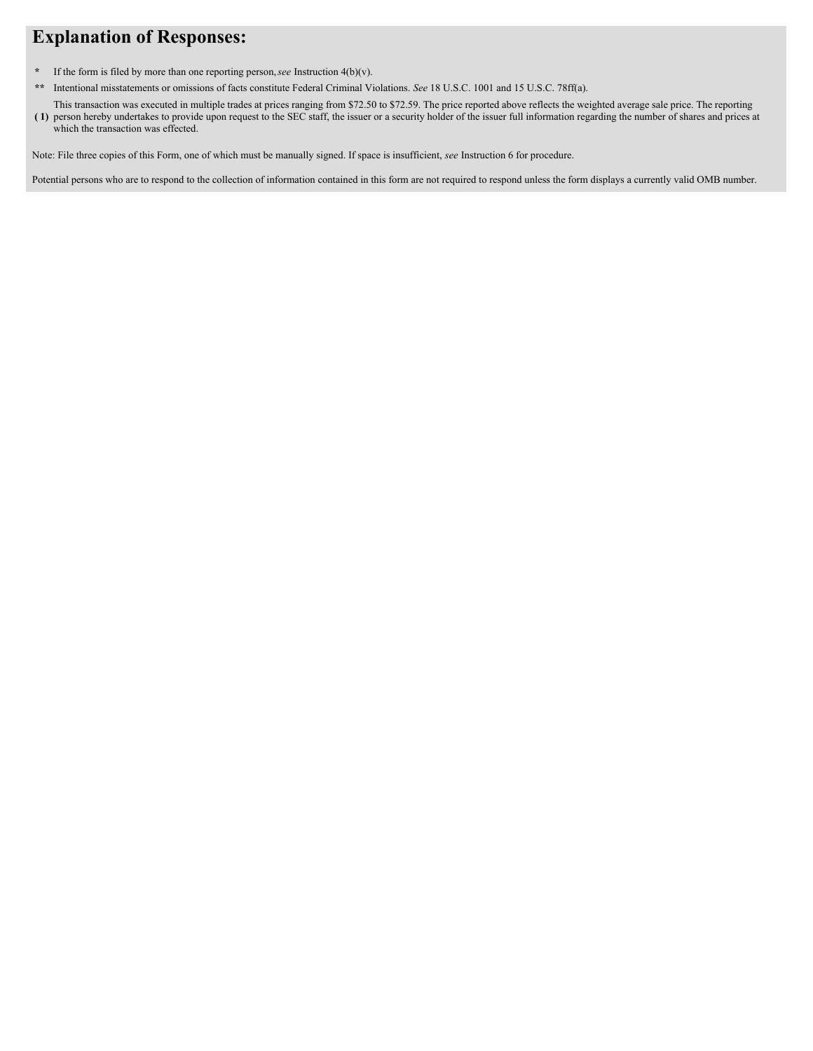# Explanation of Responses:

\* If the form is filed by more than one reporting person, *see* Instruction 4(b)(v).

\*\* Intentional misstatements or omissions of facts constitute Federal Criminal Violations. *See* 18 U.S.C. 1001 and 15 U.S.C. 78ff(a).

**( 1)** This transaction was executed in multiple trades at prices ranging from $72.50 to $72.59. The price reported above reflects the weighted average sale price. The reporting person hereby undertakes to provide upon request to the SEC staff, the issuer or a security holder of the issuer full information regarding the number of shares and prices at which the transaction was effected.

Note: File three copies of this Form, one of which must be manually signed. If space is insufficient, *see* Instruction 6 for procedure.

Potential persons who are to respond to the collection of information contained in this form are not required to respond unless the form displays a currently valid OMB number.